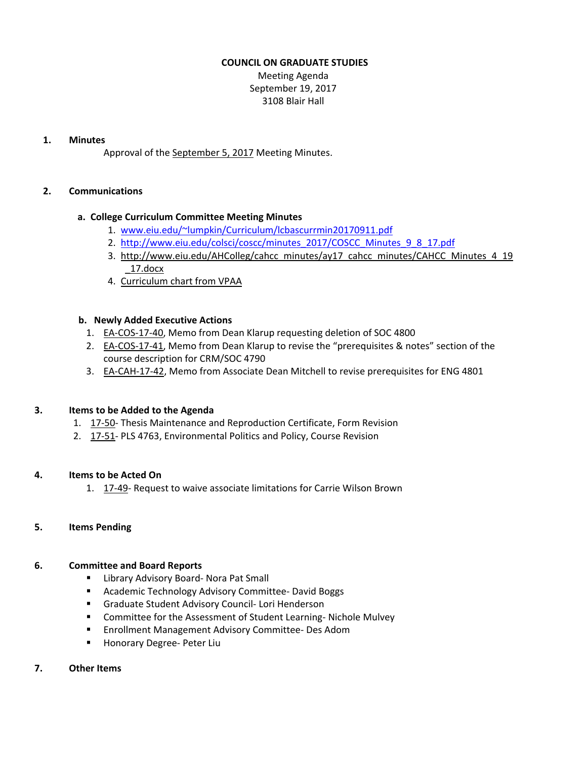**COUNCIL ON GRADUATE STUDIES**

Meeting Agenda
September 19, 2017
3108 Blair Hall

**1. Minutes**

Approval of the September 5, 2017 Meeting Minutes.

**2. Communications**

**a. College Curriculum Committee Meeting Minutes**

1. www.eiu.edu/~lumpkin/Curriculum/lcbascurrmin20170911.pdf
2. http://www.eiu.edu/colsci/coscc/minutes_2017/COSCC_Minutes_9_8_17.pdf
3. http://www.eiu.edu/AHColleg/cahcc_minutes/ay17_cahcc_minutes/CAHCC_Minutes_4_19_17.docx
4. Curriculum chart from VPAA

**b. Newly Added Executive Actions**

1. EA-COS-17-40, Memo from Dean Klarup requesting deletion of SOC 4800
2. EA-COS-17-41, Memo from Dean Klarup to revise the "prerequisites & notes" section of the course description for CRM/SOC 4790
3. EA-CAH-17-42, Memo from Associate Dean Mitchell to revise prerequisites for ENG 4801

**3. Items to be Added to the Agenda**

1. 17-50- Thesis Maintenance and Reproduction Certificate, Form Revision
2. 17-51- PLS 4763, Environmental Politics and Policy, Course Revision

**4. Items to be Acted On**

1. 17-49- Request to waive associate limitations for Carrie Wilson Brown

**5. Items Pending**

**6. Committee and Board Reports**

- Library Advisory Board- Nora Pat Small
- Academic Technology Advisory Committee- David Boggs
- Graduate Student Advisory Council- Lori Henderson
- Committee for the Assessment of Student Learning- Nichole Mulvey
- Enrollment Management Advisory Committee- Des Adom
- Honorary Degree- Peter Liu

**7. Other Items**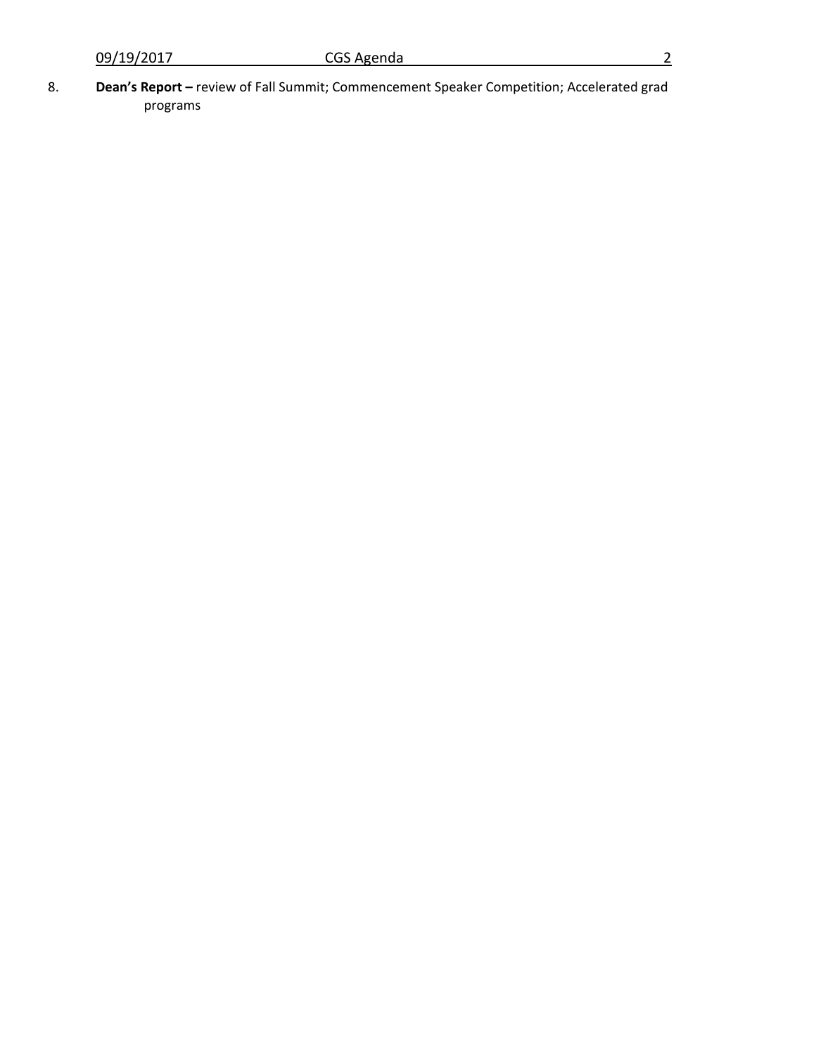8. **Dean's Report –** review of Fall Summit; Commencement Speaker Competition; Accelerated grad programs